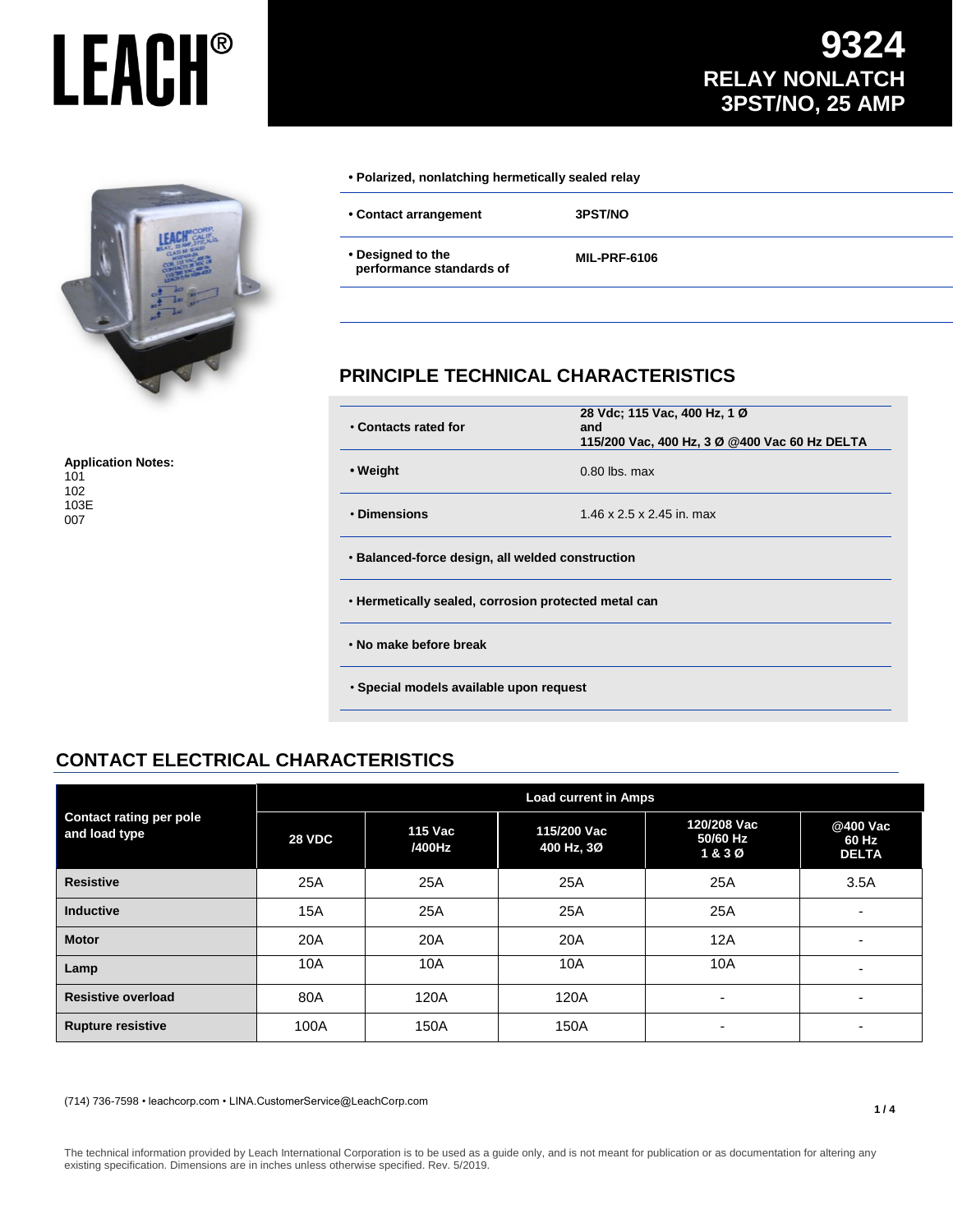# LEACH®

# 9324
## RELAY NONLATCH 3PST/NO, 25 AMP

- **Polarized, nonlatching hermetically sealed relay**

| | |
|---|---|
| **• Contact arrangement** | **3PST/NO** |
| **• Designed to the performance standards of** | **MIL-PRF-6106** |

**Application Notes:**
101
102
103E
007

## PRINCIPLE TECHNICAL CHARACTERISTICS

| | |
|---|---|
| **• Contacts rated for** | **28 Vdc; 115 Vac, 400 Hz, 1 Ø and 115/200 Vac, 400 Hz, 3 Ø @400 Vac 60 Hz DELTA** |
| **• Weight** | 0.80 lbs. max |
| **• Dimensions** | 1.46 x 2.5 x 2.45 in. max |

- **Balanced-force design, all welded construction**
- **Hermetically sealed, corrosion protected metal can**
- **No make before break**
- **Special models available upon request**

## CONTACT ELECTRICAL CHARACTERISTICS

| Contact rating per pole and load type | Load current in Amps | | | | |
|---|---|---|---|---|---|
| | **28 VDC** | **115 Vac /400Hz** | **115/200 Vac 400 Hz, 3Ø** | **120/208 Vac 50/60 Hz 1 & 3 Ø** | **@400 Vac 60 Hz DELTA** |
| **Resistive** | 25A | 25A | 25A | 25A | 3.5A |
| **Inductive** | 15A | 25A | 25A | 25A | - |
| **Motor** | 20A | 20A | 20A | 12A | - |
| **Lamp** | 10A | 10A | 10A | 10A | - |
| **Resistive overload** | 80A | 120A | 120A | - | - |
| **Rupture resistive** | 100A | 150A | 150A | - | - |

(714) 736-7598 • leachcorp.com • LINA.CustomerService@LeachCorp.com

The technical information provided by Leach International Corporation is to be used as a guide only, and is not meant for publication or as documentation for altering any existing specification. Dimensions are in inches unless otherwise specified. Rev. 5/2019.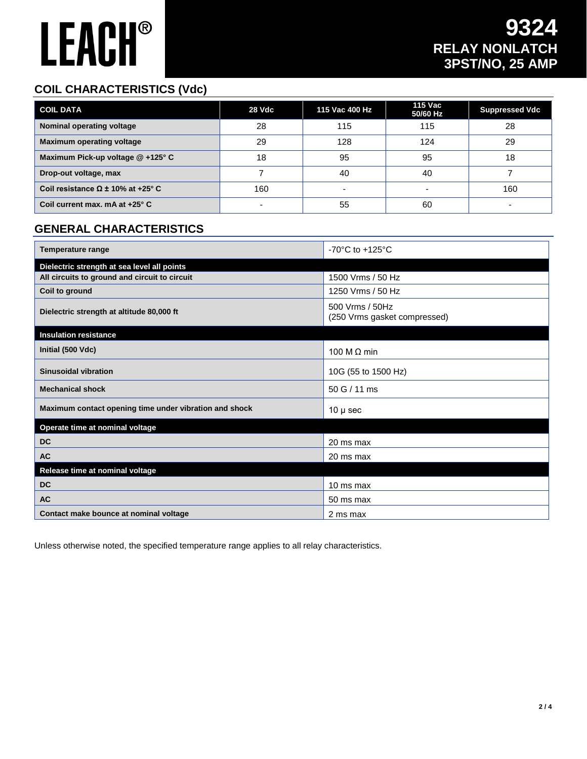# LEACH®

## 9324
## RELAY NONLATCH
## 3PST/NO, 25 AMP

## COIL CHARACTERISTICS (Vdc)

| COIL DATA | 28 Vdc | 115 Vac 400 Hz | 115 Vac 50/60 Hz | Suppressed Vdc |
|---|---|---|---|---|
| Nominal operating voltage | 28 | 115 | 115 | 28 |
| Maximum operating voltage | 29 | 128 | 124 | 29 |
| Maximum Pick-up voltage @ +125° C | 18 | 95 | 95 | 18 |
| Drop-out voltage, max | 7 | 40 | 40 | 7 |
| Coil resistance Ω ± 10% at +25° C | 160 | - | - | 160 |
| Coil current max. mA at +25° C | - | 55 | 60 | - |

## GENERAL CHARACTERISTICS

| | |
|---|---|
| Temperature range | -70°C to +125°C |
| **Dielectric strength at sea level all points** | |
| All circuits to ground and circuit to circuit | 1500 Vrms / 50 Hz |
| Coil to ground | 1250 Vrms / 50 Hz |
| Dielectric strength at altitude 80,000 ft | 500 Vrms / 50Hz (250 Vrms gasket compressed) |
| **Insulation resistance** | |
| Initial (500 Vdc) | 100 M Ω min |
| Sinusoidal vibration | 10G (55 to 1500 Hz) |
| Mechanical shock | 50 G / 11 ms |
| Maximum contact opening time under vibration and shock | 10 µ sec |
| **Operate time at nominal voltage** | |
| DC | 20 ms max |
| AC | 20 ms max |
| **Release time at nominal voltage** | |
| DC | 10 ms max |
| AC | 50 ms max |
| Contact make bounce at nominal voltage | 2 ms max |

Unless otherwise noted, the specified temperature range applies to all relay characteristics.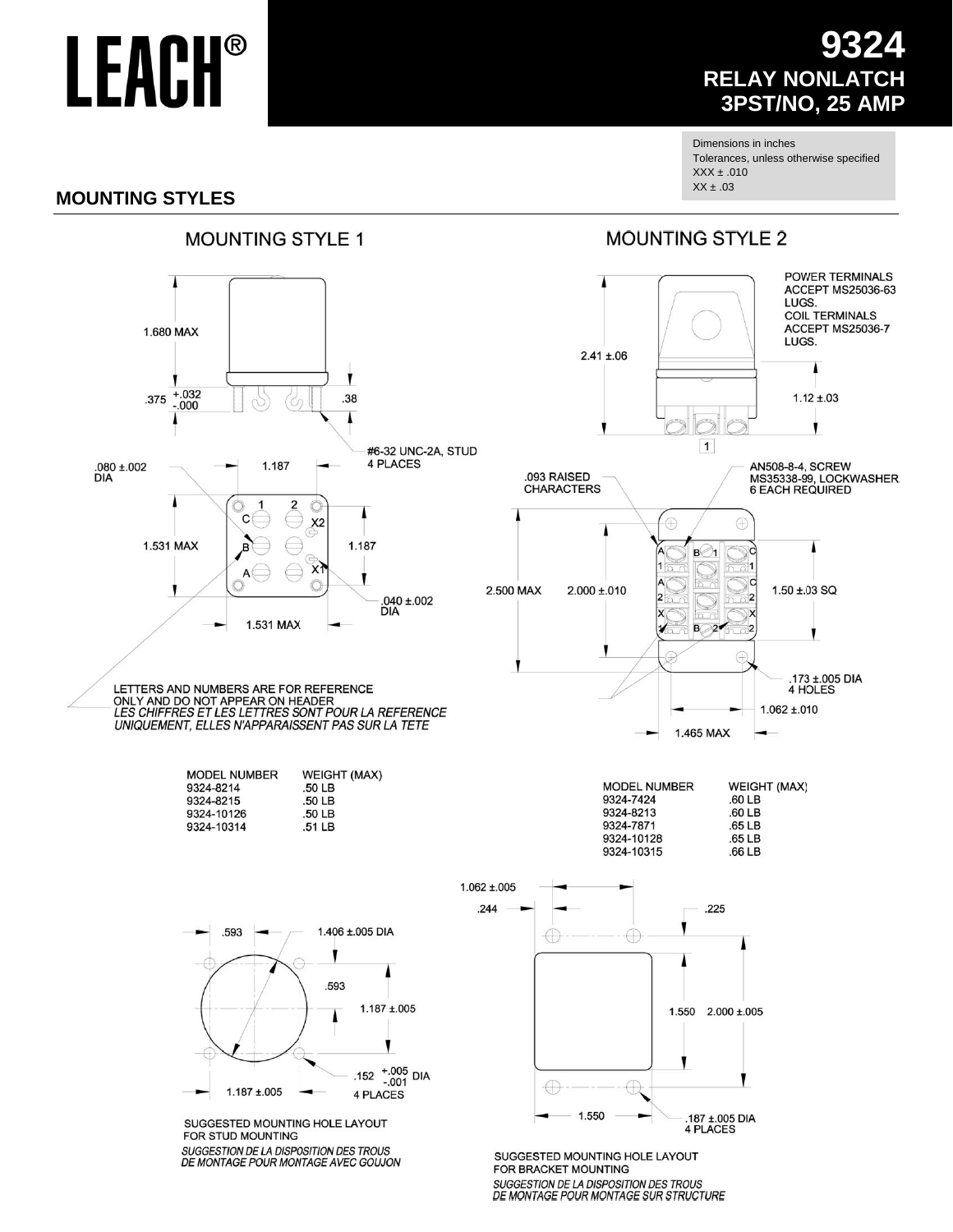# LEACH®

# 9324
## RELAY NONLATCH
## 3PST/NO, 25 AMP

Dimensions in inches
Tolerances, unless otherwise specified
XXX ± .010
XX ± .03

## MOUNTING STYLES

### MOUNTING STYLE 1

1.680 MAX

.375 +.032 -.000

.38

#6-32 UNC-2A, STUD 4 PLACES

.080 ±.002 DIA

1.187

1.531 MAX

1.187

.040 ±.002 DIA

1.531 MAX

LETTERS AND NUMBERS ARE FOR REFERENCE ONLY AND DO NOT APPEAR ON HEADER
*LES CHIFFRES ET LES LETTRES SONT POUR LA REFERENCE UNIQUEMENT, ELLES N'APPARAISSENT PAS SUR LA TETE*

| MODEL NUMBER | WEIGHT (MAX) |
|---|---|
| 9324-8214 | .50 LB |
| 9324-8215 | .50 LB |
| 9324-10126 | .50 LB |
| 9324-10314 | .51 LB |

.593

1.406 ±.005 DIA

.593

1.187 ±.005

.152 +.005 -.001 DIA 4 PLACES

1.187 ±.005

SUGGESTED MOUNTING HOLE LAYOUT FOR STUD MOUNTING
*SUGGESTION DE LA DISPOSITION DES TROUS DE MONTAGE POUR MONTAGE AVEC GOUJON*

### MOUNTING STYLE 2

POWER TERMINALS ACCEPT MS25036-63 LUGS.
COIL TERMINALS ACCEPT MS25036-7 LUGS.

2.41 ±.06

1.12 ±.03

.093 RAISED CHARACTERS

AN508-8-4, SCREW
MS35338-99, LOCKWASHER
6 EACH REQUIRED

2.500 MAX

2.000 ±.010

1.50 ±.03 SQ

.173 ±.005 DIA 4 HOLES

1.062 ±.010

1.465 MAX

| MODEL NUMBER | WEIGHT (MAX) |
|---|---|
| 9324-7424 | .60 LB |
| 9324-8213 | .60 LB |
| 9324-7871 | .65 LB |
| 9324-10128 | .65 LB |
| 9324-10315 | .66 LB |

1.062 ±.005

.244

.225

1.550

2.000 ±.005

1.550

.187 ±.005 DIA 4 PLACES

SUGGESTED MOUNTING HOLE LAYOUT FOR BRACKET MOUNTING
*SUGGESTION DE LA DISPOSITION DES TROUS DE MONTAGE POUR MONTAGE SUR STRUCTURE*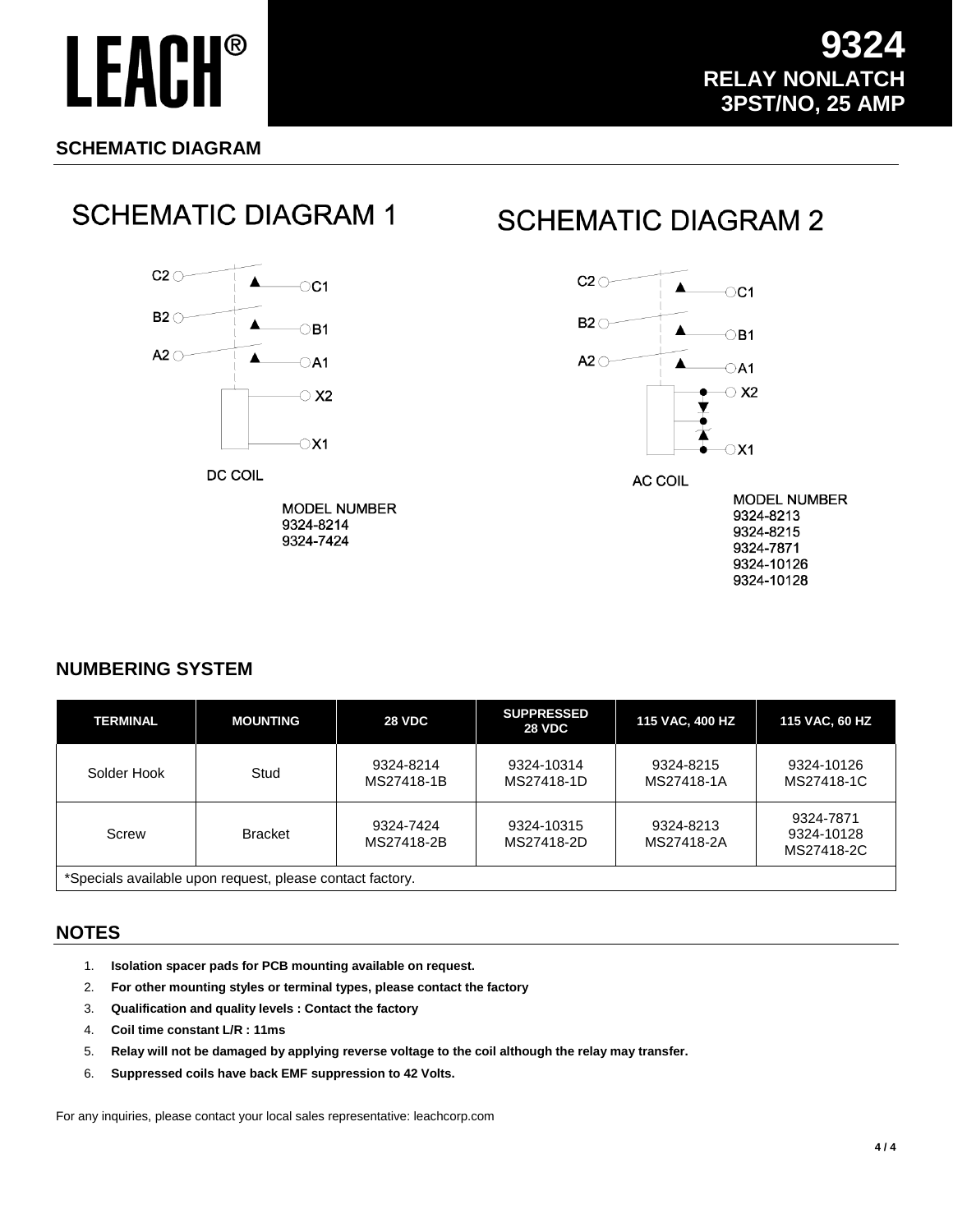# 9324
## RELAY NONLATCH 3PST/NO, 25 AMP

## SCHEMATIC DIAGRAM

### SCHEMATIC DIAGRAM 1

C2
C1
B2
B1
A2
A1
X2
X1

DC COIL

MODEL NUMBER
9324-8214
9324-7424

### SCHEMATIC DIAGRAM 2

C2
C1
B2
B1
A2
A1
X2
X1

AC COIL

MODEL NUMBER
9324-8213
9324-8215
9324-7871
9324-10126
9324-10128

## NUMBERING SYSTEM

| TERMINAL | MOUNTING | 28 VDC | SUPPRESSED 28 VDC | 115 VAC, 400 HZ | 115 VAC, 60 HZ |
|---|---|---|---|---|---|
| Solder Hook | Stud | 9324-8214 MS27418-1B | 9324-10314 MS27418-1D | 9324-8215 MS27418-1A | 9324-10126 MS27418-1C |
| Screw | Bracket | 9324-7424 MS27418-2B | 9324-10315 MS27418-2D | 9324-8213 MS27418-2A | 9324-7871 9324-10128 MS27418-2C |
| *Specials available upon request, please contact factory. | | | | | |

## NOTES

1. **Isolation spacer pads for PCB mounting available on request.**
2. **For other mounting styles or terminal types, please contact the factory**
3. **Qualification and quality levels : Contact the factory**
4. **Coil time constant L/R : 11ms**
5. **Relay will not be damaged by applying reverse voltage to the coil although the relay may transfer.**
6. **Suppressed coils have back EMF suppression to 42 Volts.**

For any inquiries, please contact your local sales representative: leachcorp.com